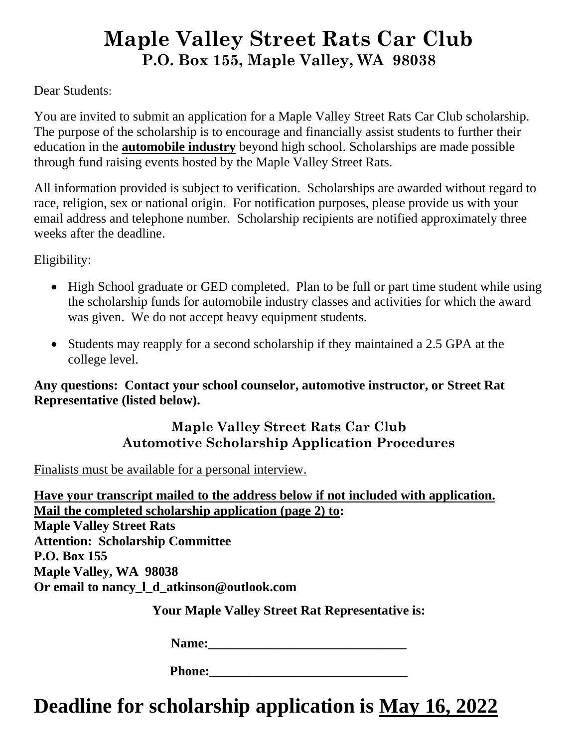# Maple Valley Street Rats Car Club
## P.O. Box 155, Maple Valley, WA 98038

Dear Students:

You are invited to submit an application for a Maple Valley Street Rats Car Club scholarship. The purpose of the scholarship is to encourage and financially assist students to further their education in the **automobile industry** beyond high school. Scholarships are made possible through fund raising events hosted by the Maple Valley Street Rats.

All information provided is subject to verification. Scholarships are awarded without regard to race, religion, sex or national origin. For notification purposes, please provide us with your email address and telephone number. Scholarship recipients are notified approximately three weeks after the deadline.

Eligibility:

- High School graduate or GED completed. Plan to be full or part time student while using the scholarship funds for automobile industry classes and activities for which the award was given. We do not accept heavy equipment students.
- Students may reapply for a second scholarship if they maintained a 2.5 GPA at the college level.

**Any questions: Contact your school counselor, automotive instructor, or Street Rat Representative (listed below).**

### Maple Valley Street Rats Car Club
### Automotive Scholarship Application Procedures

Finalists must be available for a personal interview.

**Have your transcript mailed to the address below if not included with application.**
**Mail the completed scholarship application (page 2) to:**
**Maple Valley Street Rats**
**Attention: Scholarship Committee**
**P.O. Box 155**
**Maple Valley, WA 98038**
**Or email to nancy_l_d_atkinson@outlook.com**

**Your Maple Valley Street Rat Representative is:**

**Name:______________________________**

**Phone:______________________________**

# Deadline for scholarship application is May 16, 2022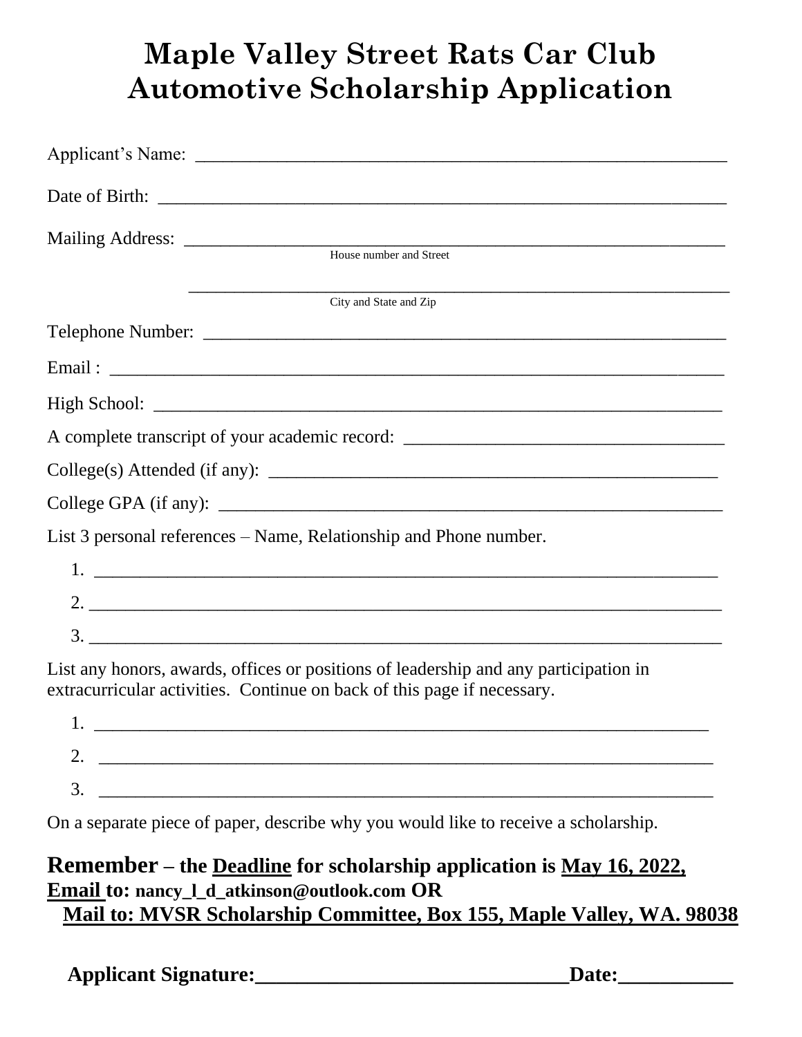# Maple Valley Street Rats Car Club Automotive Scholarship Application

Applicant's Name: ____________________________________________________________

Date of Birth: ________________________________________________________________

Mailing Address: ______________________________________________________________
House number and Street

______________________________________________________________
City and State and Zip

Telephone Number: ____________________________________________________________

Email : _____________________________________________________________________

High School: _________________________________________________________________

A complete transcript of your academic record: ___________________________________

College(s) Attended (if any): __________________________________________________

College GPA (if any): _________________________________________________________

List 3 personal references – Name, Relationship and Phone number.

1. ______________________________________________________________________
2. ______________________________________________________________________
3. ______________________________________________________________________

List any honors, awards, offices or positions of leadership and any participation in extracurricular activities. Continue on back of this page if necessary.

1. ______________________________________________________________________
2. ______________________________________________________________________
3. ______________________________________________________________________

On a separate piece of paper, describe why you would like to receive a scholarship.

**Remember – the <u>Deadline</u> for scholarship application is <u>May 16, 2022,</u>**
**<u>Email</u> to: nancy_l_d_atkinson@outlook.com OR**
**<u>Mail to: MVSR Scholarship Committee, Box 155, Maple Valley, WA. 98038</u>**

**Applicant Signature:_______________________________Date:___________**